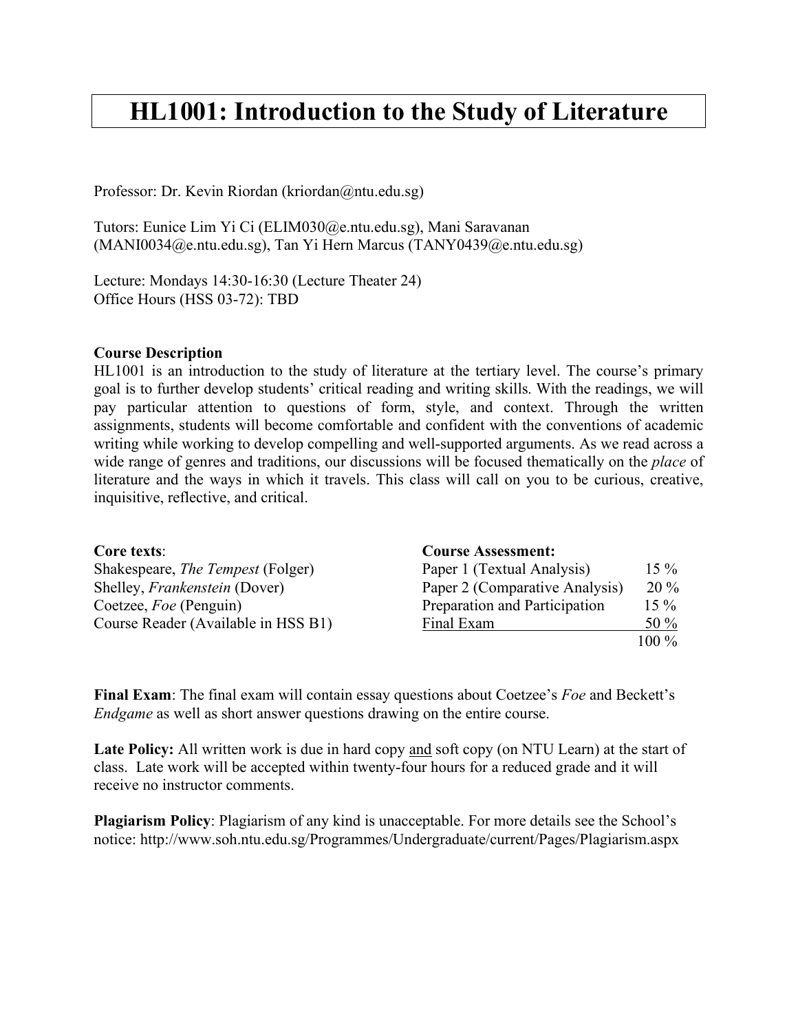# HL1001: Introduction to the Study of Literature

Professor: Dr. Kevin Riordan (kriordan@ntu.edu.sg)

Tutors: Eunice Lim Yi Ci (ELIM030@e.ntu.edu.sg), Mani Saravanan (MANI0034@e.ntu.edu.sg), Tan Yi Hern Marcus (TANY0439@e.ntu.edu.sg)

Lecture: Mondays 14:30-16:30 (Lecture Theater 24)
Office Hours (HSS 03-72): TBD

**Course Description**
HL1001 is an introduction to the study of literature at the tertiary level. The course's primary goal is to further develop students' critical reading and writing skills. With the readings, we will pay particular attention to questions of form, style, and context. Through the written assignments, students will become comfortable and confident with the conventions of academic writing while working to develop compelling and well-supported arguments. As we read across a wide range of genres and traditions, our discussions will be focused thematically on the *place* of literature and the ways in which it travels. This class will call on you to be curious, creative, inquisitive, reflective, and critical.

**Core texts**:
Shakespeare, *The Tempest* (Folger)
Shelley, *Frankenstein* (Dover)
Coetzee, *Foe* (Penguin)
Course Reader (Available in HSS B1)

**Course Assessment:**

| | |
|---|---|
| Paper 1 (Textual Analysis) | 15 % |
| Paper 2 (Comparative Analysis) | 20 % |
| Preparation and Participation | 15 % |
| Final Exam | 50 % |
| | 100 % |

**Final Exam**: The final exam will contain essay questions about Coetzee's *Foe* and Beckett's *Endgame* as well as short answer questions drawing on the entire course.

**Late Policy:** All written work is due in hard copy and soft copy (on NTU Learn) at the start of class. Late work will be accepted within twenty-four hours for a reduced grade and it will receive no instructor comments.

**Plagiarism Policy**: Plagiarism of any kind is unacceptable. For more details see the School's notice: http://www.soh.ntu.edu.sg/Programmes/Undergraduate/current/Pages/Plagiarism.aspx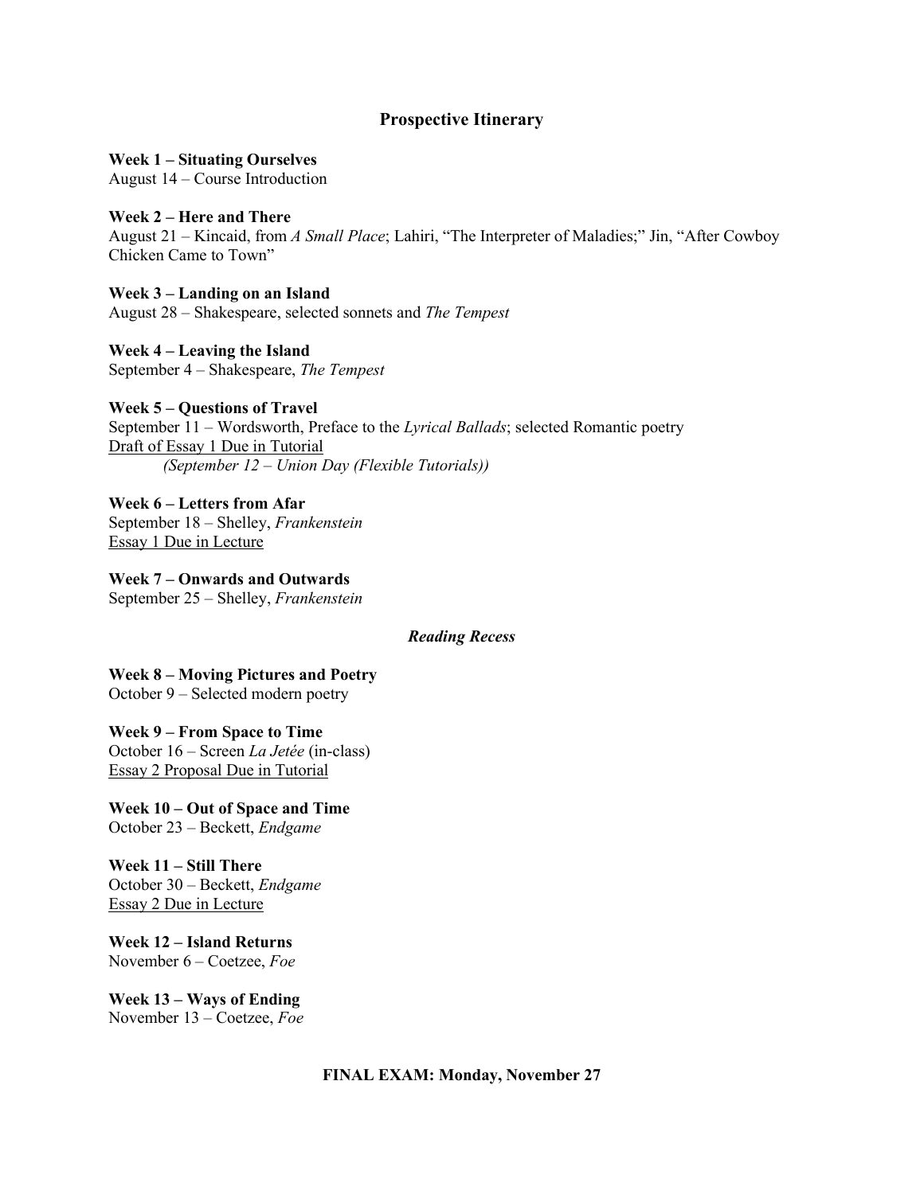## Prospective Itinerary

**Week 1 – Situating Ourselves**
August 14 – Course Introduction

**Week 2 – Here and There**
August 21 – Kincaid, from *A Small Place*; Lahiri, "The Interpreter of Maladies;" Jin, "After Cowboy Chicken Came to Town"

**Week 3 – Landing on an Island**
August 28 – Shakespeare, selected sonnets and *The Tempest*

**Week 4 – Leaving the Island**
September 4 – Shakespeare, *The Tempest*

**Week 5 – Questions of Travel**
September 11 – Wordsworth, Preface to the *Lyrical Ballads*; selected Romantic poetry
Draft of Essay 1 Due in Tutorial
*(September 12 – Union Day (Flexible Tutorials))*

**Week 6 – Letters from Afar**
September 18 – Shelley, *Frankenstein*
Essay 1 Due in Lecture

**Week 7 – Onwards and Outwards**
September 25 – Shelley, *Frankenstein*

***Reading Recess***

**Week 8 – Moving Pictures and Poetry**
October 9 – Selected modern poetry

**Week 9 – From Space to Time**
October 16 – Screen *La Jetée* (in-class)
Essay 2 Proposal Due in Tutorial

**Week 10 – Out of Space and Time**
October 23 – Beckett, *Endgame*

**Week 11 – Still There**
October 30 – Beckett, *Endgame*
Essay 2 Due in Lecture

**Week 12 – Island Returns**
November 6 – Coetzee, *Foe*

**Week 13 – Ways of Ending**
November 13 – Coetzee, *Foe*

**FINAL EXAM: Monday, November 27**